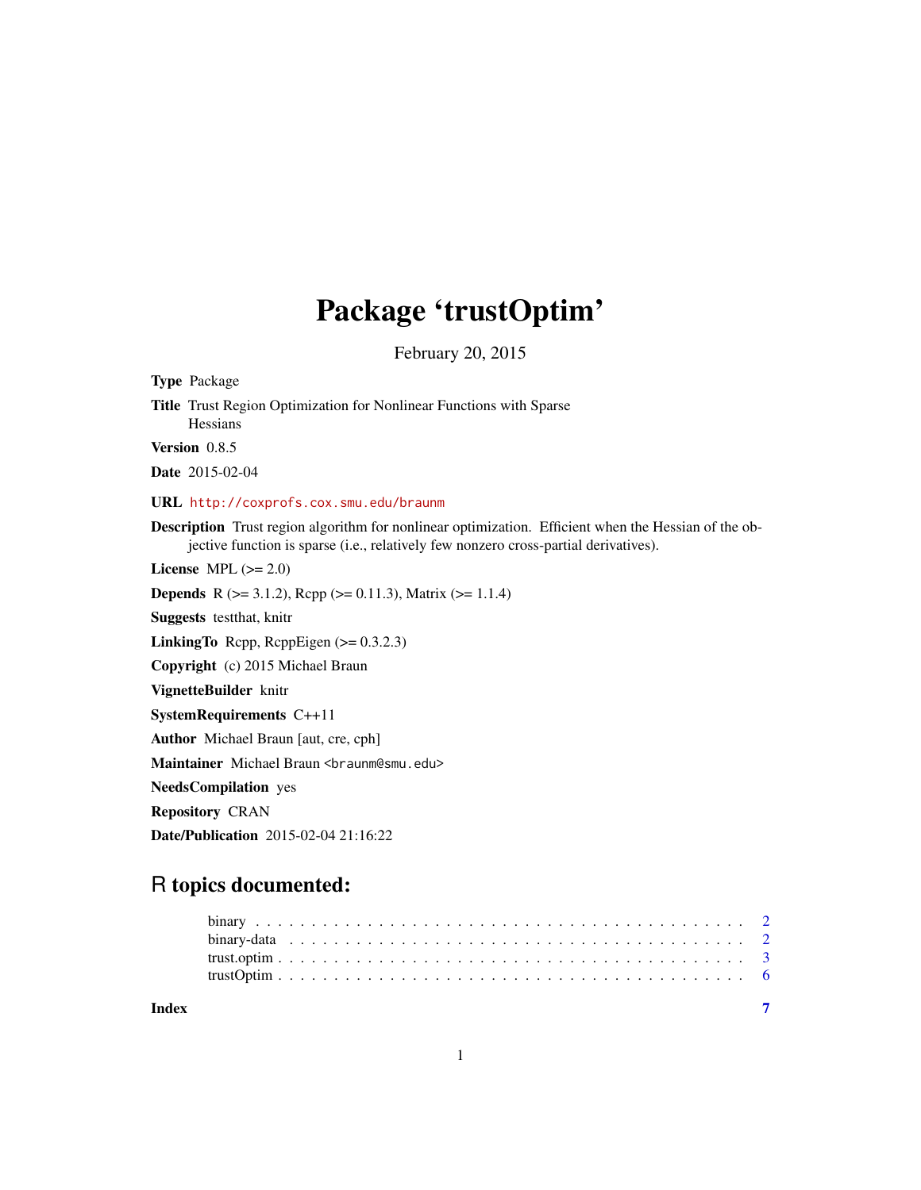# Package 'trustOptim'

February 20, 2015

**Type** Package

**Title** Trust Region Optimization for Nonlinear Functions with Sparse Hessians

**Version** 0.8.5

**Date** 2015-02-04

**URL** http://coxprofs.cox.smu.edu/braunm

**Description** Trust region algorithm for nonlinear optimization. Efficient when the Hessian of the objective function is sparse (i.e., relatively few nonzero cross-partial derivatives).

**License** MPL (>= 2.0)

**Depends** R (>= 3.1.2), Rcpp (>= 0.11.3), Matrix (>= 1.1.4)

**Suggests** testthat, knitr

**LinkingTo** Rcpp, RcppEigen (>= 0.3.2.3)

**Copyright** (c) 2015 Michael Braun

**VignetteBuilder** knitr

**SystemRequirements** C++11

**Author** Michael Braun [aut, cre, cph]

**Maintainer** Michael Braun <braunm@smu.edu>

**NeedsCompilation** yes

**Repository** CRAN

**Date/Publication** 2015-02-04 21:16:22

## R topics documented:

- binary . . . . . . . . . . . . . . . . . . . . . . . . . . . . . . . . . . . . . . . . . . . 2
- binary-data . . . . . . . . . . . . . . . . . . . . . . . . . . . . . . . . . . . . . . . . 2
- trust.optim . . . . . . . . . . . . . . . . . . . . . . . . . . . . . . . . . . . . . . . . . 3
- trustOptim . . . . . . . . . . . . . . . . . . . . . . . . . . . . . . . . . . . . . . . . . 6

**Index** 7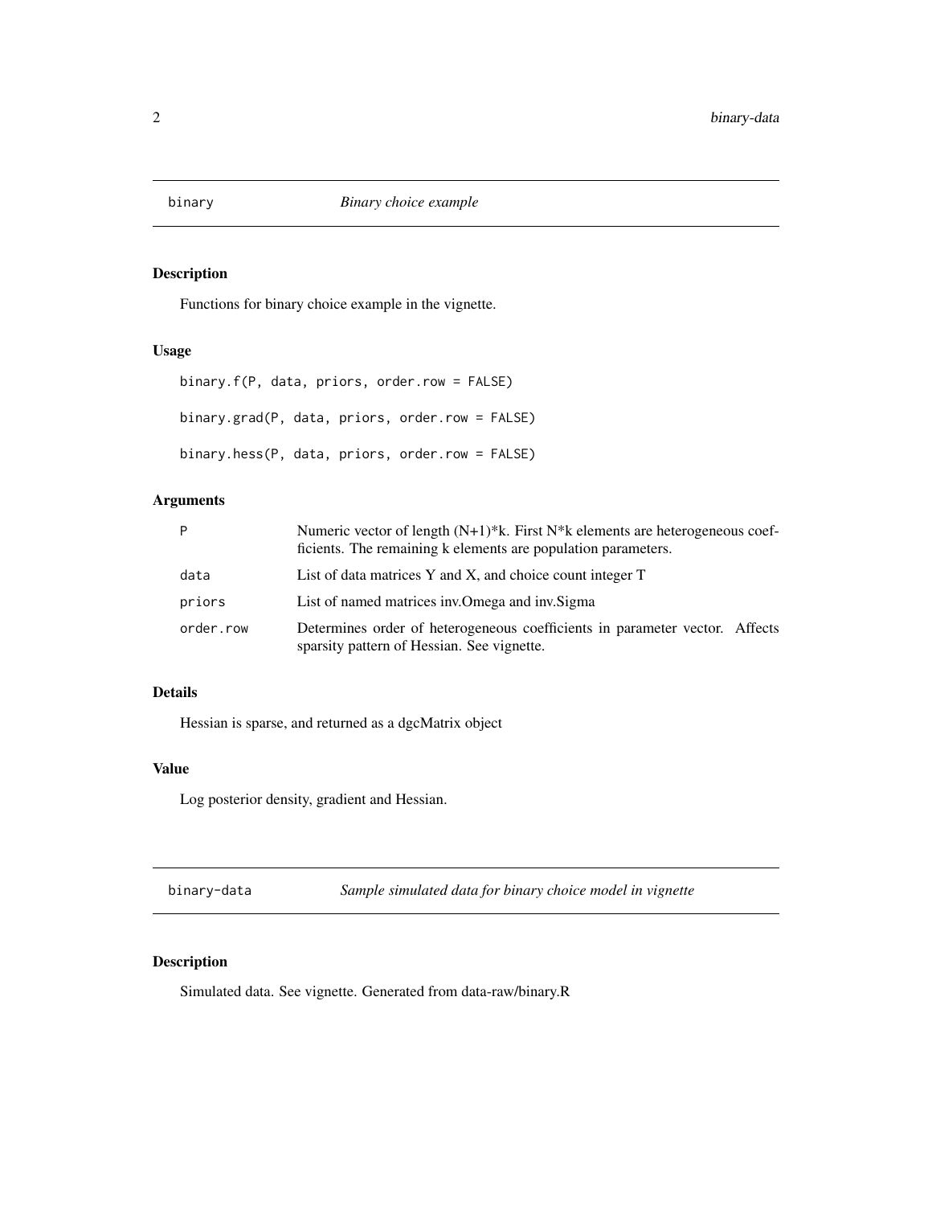## binary — *Binary choice example*

### Description

Functions for binary choice example in the vignette.

### Usage

```
binary.f(P, data, priors, order.row = FALSE)

binary.grad(P, data, priors, order.row = FALSE)

binary.hess(P, data, priors, order.row = FALSE)
```

### Arguments

| | |
|---|---|
| P | Numeric vector of length (N+1)*k. First N*k elements are heterogeneous coefficients. The remaining k elements are population parameters. |
| data | List of data matrices Y and X, and choice count integer T |
| priors | List of named matrices inv.Omega and inv.Sigma |
| order.row | Determines order of heterogeneous coefficients in parameter vector. Affects sparsity pattern of Hessian. See vignette. |

### Details

Hessian is sparse, and returned as a dgcMatrix object

### Value

Log posterior density, gradient and Hessian.

## binary-data — *Sample simulated data for binary choice model in vignette*

### Description

Simulated data. See vignette. Generated from data-raw/binary.R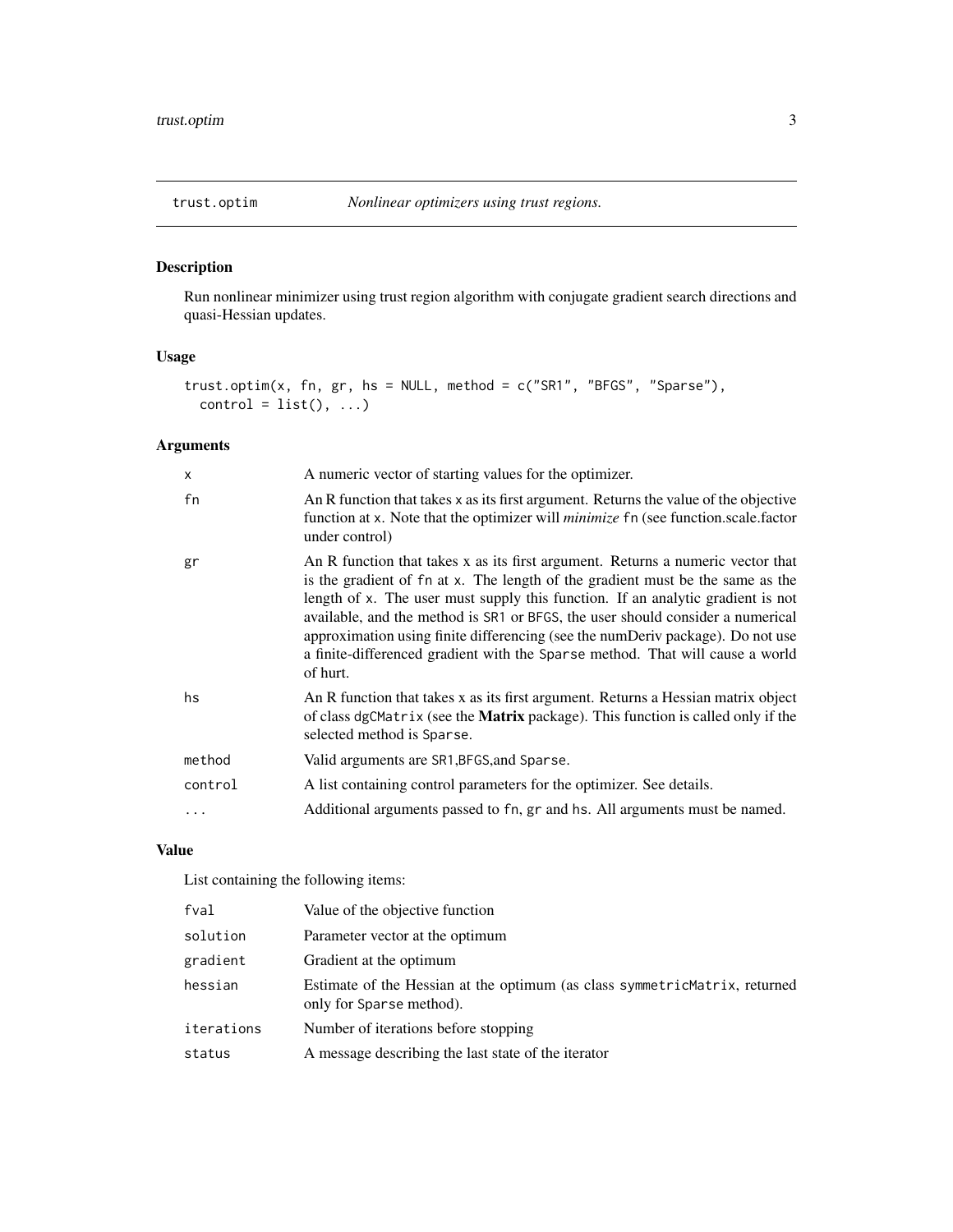`trust.optim` — *Nonlinear optimizers using trust regions.*

## Description

Run nonlinear minimizer using trust region algorithm with conjugate gradient search directions and quasi-Hessian updates.

## Usage

```
trust.optim(x, fn, gr, hs = NULL, method = c("SR1", "BFGS", "Sparse"),
  control = list(), ...)
```

## Arguments

| | |
|---|---|
| `x` | A numeric vector of starting values for the optimizer. |
| `fn` | An R function that takes `x` as its first argument. Returns the value of the objective function at `x`. Note that the optimizer will *minimize* `fn` (see function.scale.factor under control) |
| `gr` | An R function that takes x as its first argument. Returns a numeric vector that is the gradient of `fn` at `x`. The length of the gradient must be the same as the length of `x`. The user must supply this function. If an analytic gradient is not available, and the method is `SR1` or `BFGS`, the user should consider a numerical approximation using finite differencing (see the numDeriv package). Do not use a finite-differenced gradient with the `Sparse` method. That will cause a world of hurt. |
| `hs` | An R function that takes x as its first argument. Returns a Hessian matrix object of class `dgCMatrix` (see the **Matrix** package). This function is called only if the selected method is `Sparse`. |
| `method` | Valid arguments are `SR1`,`BFGS`,and `Sparse`. |
| `control` | A list containing control parameters for the optimizer. See details. |
| `...` | Additional arguments passed to `fn`, `gr` and `hs`. All arguments must be named. |

## Value

List containing the following items:

| | |
|---|---|
| `fval` | Value of the objective function |
| `solution` | Parameter vector at the optimum |
| `gradient` | Gradient at the optimum |
| `hessian` | Estimate of the Hessian at the optimum (as class `symmetricMatrix`, returned only for `Sparse` method). |
| `iterations` | Number of iterations before stopping |
| `status` | A message describing the last state of the iterator |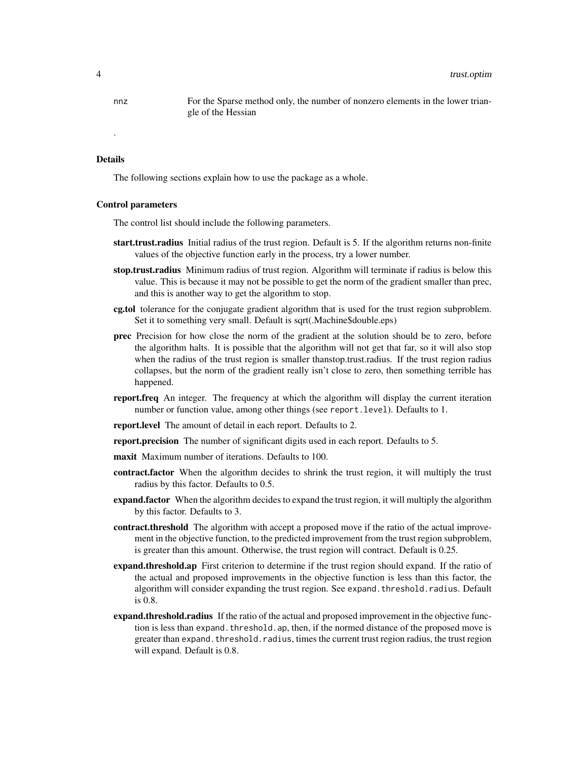`nnz` For the Sparse method only, the number of nonzero elements in the lower triangle of the Hessian

.

### Details

The following sections explain how to use the package as a whole.

### Control parameters

The control list should include the following parameters.

**start.trust.radius** Initial radius of the trust region. Default is 5. If the algorithm returns non-finite values of the objective function early in the process, try a lower number.

**stop.trust.radius** Minimum radius of trust region. Algorithm will terminate if radius is below this value. This is because it may not be possible to get the norm of the gradient smaller than prec, and this is another way to get the algorithm to stop.

**cg.tol** tolerance for the conjugate gradient algorithm that is used for the trust region subproblem. Set it to something very small. Default is sqrt(.Machine$double.eps)

**prec** Precision for how close the norm of the gradient at the solution should be to zero, before the algorithm halts. It is possible that the algorithm will not get that far, so it will also stop when the radius of the trust region is smaller thanstop.trust.radius. If the trust region radius collapses, but the norm of the gradient really isn't close to zero, then something terrible has happened.

**report.freq** An integer. The frequency at which the algorithm will display the current iteration number or function value, among other things (see `report.level`). Defaults to 1.

**report.level** The amount of detail in each report. Defaults to 2.

**report.precision** The number of significant digits used in each report. Defaults to 5.

**maxit** Maximum number of iterations. Defaults to 100.

**contract.factor** When the algorithm decides to shrink the trust region, it will multiply the trust radius by this factor. Defaults to 0.5.

**expand.factor** When the algorithm decides to expand the trust region, it will multiply the algorithm by this factor. Defaults to 3.

**contract.threshold** The algorithm with accept a proposed move if the ratio of the actual improvement in the objective function, to the predicted improvement from the trust region subproblem, is greater than this amount. Otherwise, the trust region will contract. Default is 0.25.

**expand.threshold.ap** First criterion to determine if the trust region should expand. If the ratio of the actual and proposed improvements in the objective function is less than this factor, the algorithm will consider expanding the trust region. See `expand.threshold.radius`. Default is 0.8.

**expand.threshold.radius** If the ratio of the actual and proposed improvement in the objective function is less than `expand.threshold.ap`, then, if the normed distance of the proposed move is greater than `expand.threshold.radius`, times the current trust region radius, the trust region will expand. Default is 0.8.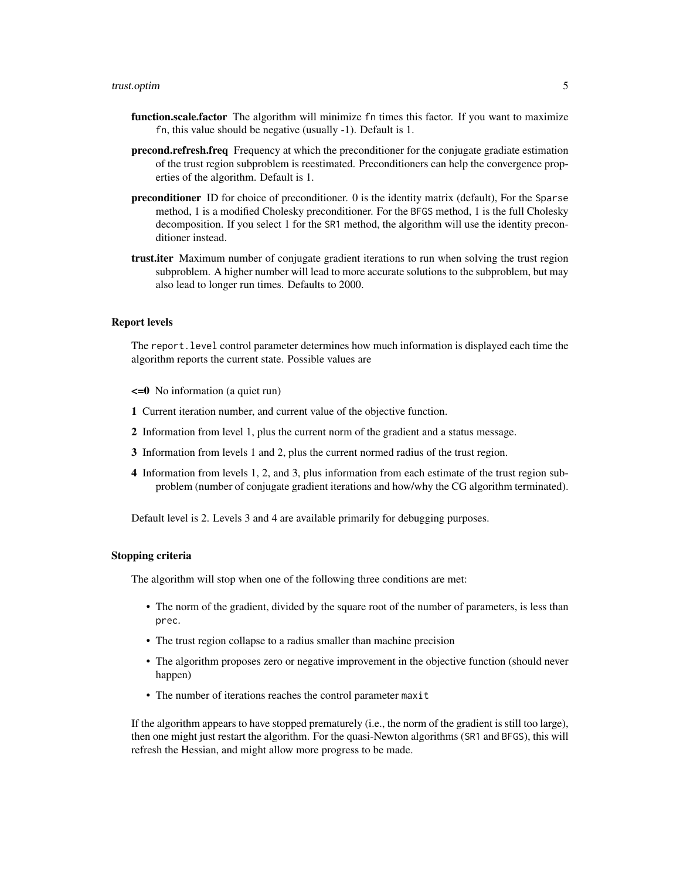**function.scale.factor** The algorithm will minimize `fn` times this factor. If you want to maximize `fn`, this value should be negative (usually -1). Default is 1.

**precond.refresh.freq** Frequency at which the preconditioner for the conjugate gradiate estimation of the trust region subproblem is reestimated. Preconditioners can help the convergence properties of the algorithm. Default is 1.

**preconditioner** ID for choice of preconditioner. 0 is the identity matrix (default), For the `Sparse` method, 1 is a modified Cholesky preconditioner. For the `BFGS` method, 1 is the full Cholesky decomposition. If you select 1 for the `SR1` method, the algorithm will use the identity preconditioner instead.

**trust.iter** Maximum number of conjugate gradient iterations to run when solving the trust region subproblem. A higher number will lead to more accurate solutions to the subproblem, but may also lead to longer run times. Defaults to 2000.

### Report levels

The `report.level` control parameter determines how much information is displayed each time the algorithm reports the current state. Possible values are

**<=0** No information (a quiet run)

**1** Current iteration number, and current value of the objective function.

**2** Information from level 1, plus the current norm of the gradient and a status message.

**3** Information from levels 1 and 2, plus the current normed radius of the trust region.

**4** Information from levels 1, 2, and 3, plus information from each estimate of the trust region subproblem (number of conjugate gradient iterations and how/why the CG algorithm terminated).

Default level is 2. Levels 3 and 4 are available primarily for debugging purposes.

### Stopping criteria

The algorithm will stop when one of the following three conditions are met:

- The norm of the gradient, divided by the square root of the number of parameters, is less than `prec`.
- The trust region collapse to a radius smaller than machine precision
- The algorithm proposes zero or negative improvement in the objective function (should never happen)
- The number of iterations reaches the control parameter `maxit`

If the algorithm appears to have stopped prematurely (i.e., the norm of the gradient is still too large), then one might just restart the algorithm. For the quasi-Newton algorithms (`SR1` and `BFGS`), this will refresh the Hessian, and might allow more progress to be made.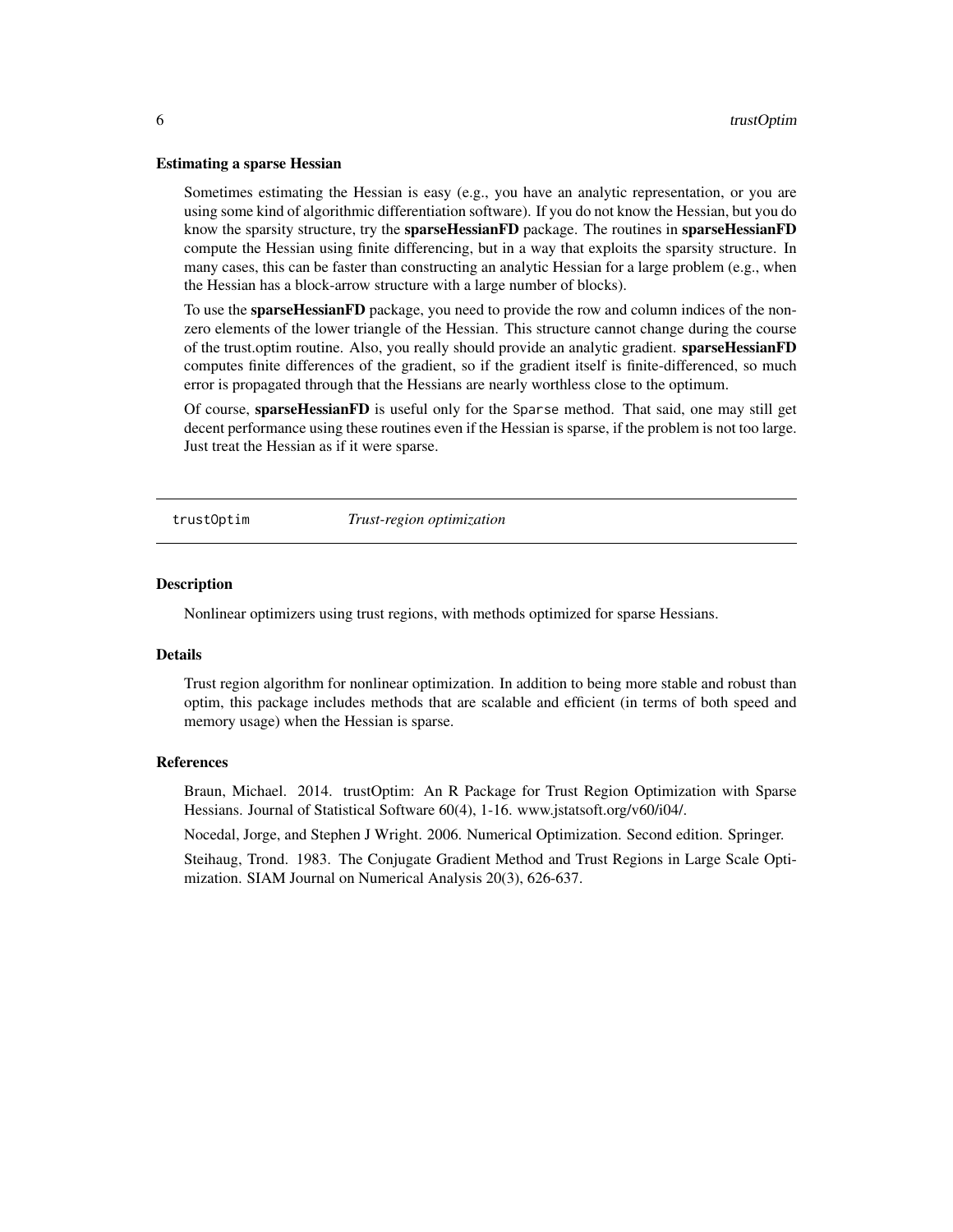### Estimating a sparse Hessian

Sometimes estimating the Hessian is easy (e.g., you have an analytic representation, or you are using some kind of algorithmic differentiation software). If you do not know the Hessian, but you do know the sparsity structure, try the **sparseHessianFD** package. The routines in **sparseHessianFD** compute the Hessian using finite differencing, but in a way that exploits the sparsity structure. In many cases, this can be faster than constructing an analytic Hessian for a large problem (e.g., when the Hessian has a block-arrow structure with a large number of blocks).

To use the **sparseHessianFD** package, you need to provide the row and column indices of the non-zero elements of the lower triangle of the Hessian. This structure cannot change during the course of the trust.optim routine. Also, you really should provide an analytic gradient. **sparseHessianFD** computes finite differences of the gradient, so if the gradient itself is finite-differenced, so much error is propagated through that the Hessians are nearly worthless close to the optimum.

Of course, **sparseHessianFD** is useful only for the `Sparse` method. That said, one may still get decent performance using these routines even if the Hessian is sparse, if the problem is not too large. Just treat the Hessian as if it were sparse.

---

## `trustOptim` *Trust-region optimization*

---

### Description

Nonlinear optimizers using trust regions, with methods optimized for sparse Hessians.

### Details

Trust region algorithm for nonlinear optimization. In addition to being more stable and robust than optim, this package includes methods that are scalable and efficient (in terms of both speed and memory usage) when the Hessian is sparse.

### References

Braun, Michael. 2014. trustOptim: An R Package for Trust Region Optimization with Sparse Hessians. Journal of Statistical Software 60(4), 1-16. www.jstatsoft.org/v60/i04/.

Nocedal, Jorge, and Stephen J Wright. 2006. Numerical Optimization. Second edition. Springer.

Steihaug, Trond. 1983. The Conjugate Gradient Method and Trust Regions in Large Scale Optimization. SIAM Journal on Numerical Analysis 20(3), 626-637.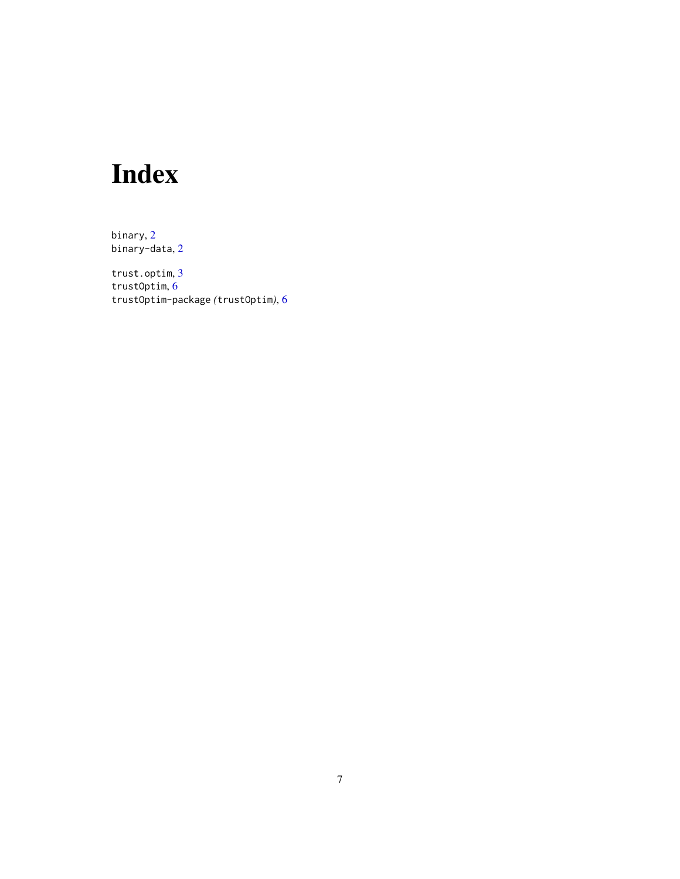# Index

binary, 2
binary-data, 2

trust.optim, 3
trustOptim, 6
trustOptim-package *(*trustOptim*)*, 6